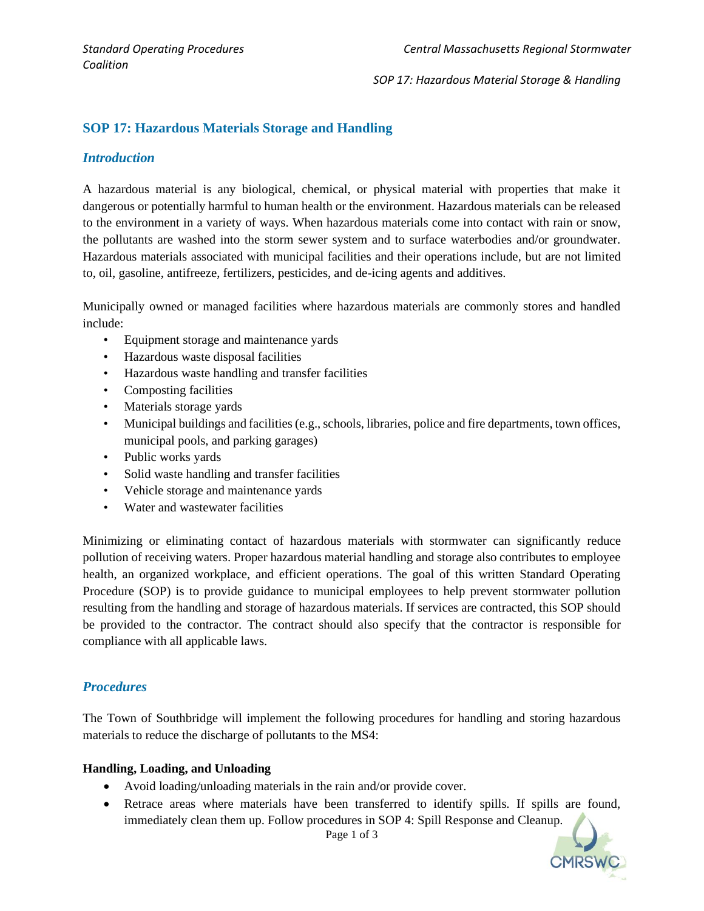## SOP 17: Hazardous Materials Storage and Handling

### *Introduction*

A hazardous material is any biological, chemical, or physical material with properties that make it dangerous or potentially harmful to human health or the environment. Hazardous materials can be released to the environment in a variety of ways. When hazardous materials come into contact with rain or snow, the pollutants are washed into the storm sewer system and to surface waterbodies and/or groundwater. Hazardous materials associated with municipal facilities and their operations include, but are not limited to, oil, gasoline, antifreeze, fertilizers, pesticides, and de-icing agents and additives.

Municipally owned or managed facilities where hazardous materials are commonly stores and handled include:

- Equipment storage and maintenance yards
- Hazardous waste disposal facilities
- Hazardous waste handling and transfer facilities
- Composting facilities
- Materials storage yards
- Municipal buildings and facilities (e.g., schools, libraries, police and fire departments, town offices, municipal pools, and parking garages)
- Public works yards
- Solid waste handling and transfer facilities
- Vehicle storage and maintenance yards
- Water and wastewater facilities

Minimizing or eliminating contact of hazardous materials with stormwater can significantly reduce pollution of receiving waters. Proper hazardous material handling and storage also contributes to employee health, an organized workplace, and efficient operations. The goal of this written Standard Operating Procedure (SOP) is to provide guidance to municipal employees to help prevent stormwater pollution resulting from the handling and storage of hazardous materials. If services are contracted, this SOP should be provided to the contractor. The contract should also specify that the contractor is responsible for compliance with all applicable laws.

### *Procedures*

The Town of Southbridge will implement the following procedures for handling and storing hazardous materials to reduce the discharge of pollutants to the MS4:

**Handling, Loading, and Unloading**

- Avoid loading/unloading materials in the rain and/or provide cover.
- Retrace areas where materials have been transferred to identify spills. If spills are found, immediately clean them up. Follow procedures in SOP 4: Spill Response and Cleanup.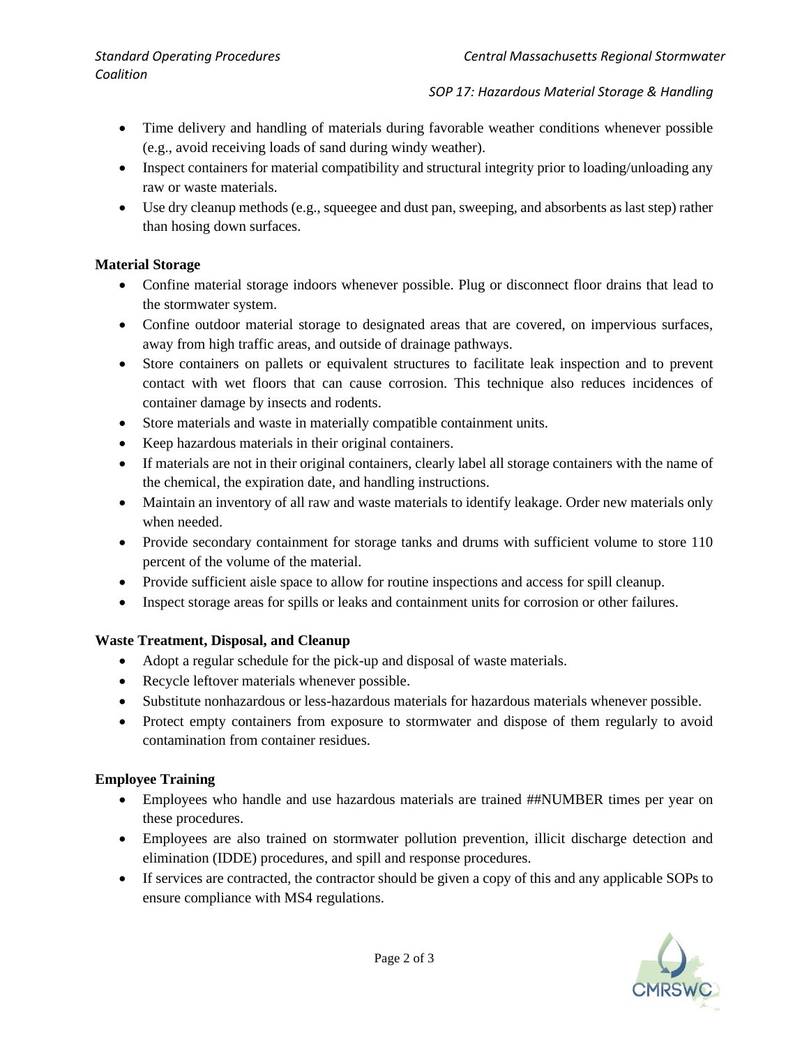- Time delivery and handling of materials during favorable weather conditions whenever possible (e.g., avoid receiving loads of sand during windy weather).
- Inspect containers for material compatibility and structural integrity prior to loading/unloading any raw or waste materials.
- Use dry cleanup methods (e.g., squeegee and dust pan, sweeping, and absorbents as last step) rather than hosing down surfaces.

**Material Storage**

- Confine material storage indoors whenever possible. Plug or disconnect floor drains that lead to the stormwater system.
- Confine outdoor material storage to designated areas that are covered, on impervious surfaces, away from high traffic areas, and outside of drainage pathways.
- Store containers on pallets or equivalent structures to facilitate leak inspection and to prevent contact with wet floors that can cause corrosion. This technique also reduces incidences of container damage by insects and rodents.
- Store materials and waste in materially compatible containment units.
- Keep hazardous materials in their original containers.
- If materials are not in their original containers, clearly label all storage containers with the name of the chemical, the expiration date, and handling instructions.
- Maintain an inventory of all raw and waste materials to identify leakage. Order new materials only when needed.
- Provide secondary containment for storage tanks and drums with sufficient volume to store 110 percent of the volume of the material.
- Provide sufficient aisle space to allow for routine inspections and access for spill cleanup.
- Inspect storage areas for spills or leaks and containment units for corrosion or other failures.

**Waste Treatment, Disposal, and Cleanup**

- Adopt a regular schedule for the pick-up and disposal of waste materials.
- Recycle leftover materials whenever possible.
- Substitute nonhazardous or less-hazardous materials for hazardous materials whenever possible.
- Protect empty containers from exposure to stormwater and dispose of them regularly to avoid contamination from container residues.

**Employee Training**

- Employees who handle and use hazardous materials are trained ##NUMBER times per year on these procedures.
- Employees are also trained on stormwater pollution prevention, illicit discharge detection and elimination (IDDE) procedures, and spill and response procedures.
- If services are contracted, the contractor should be given a copy of this and any applicable SOPs to ensure compliance with MS4 regulations.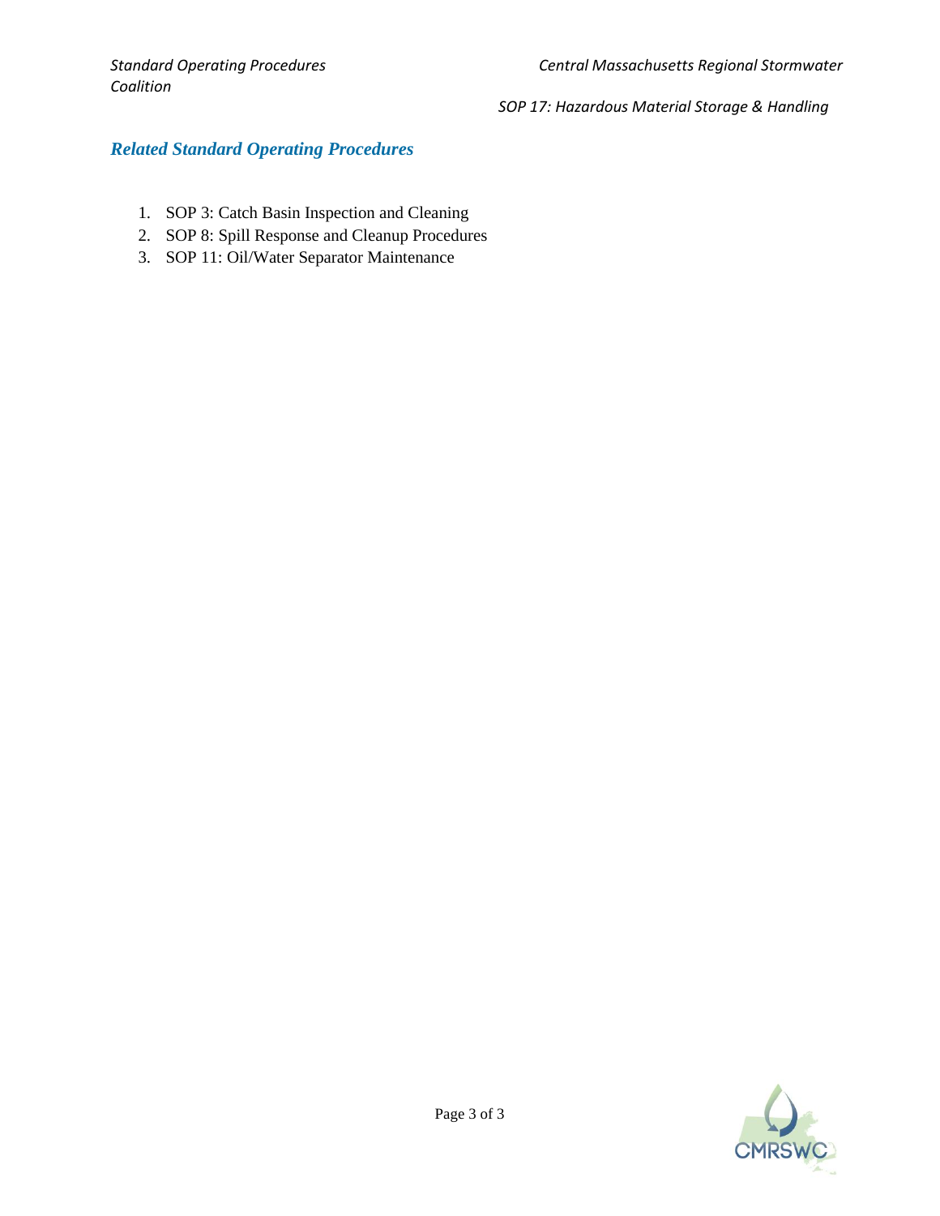## Related Standard Operating Procedures

1. SOP 3: Catch Basin Inspection and Cleaning
2. SOP 8: Spill Response and Cleanup Procedures
3. SOP 11: Oil/Water Separator Maintenance